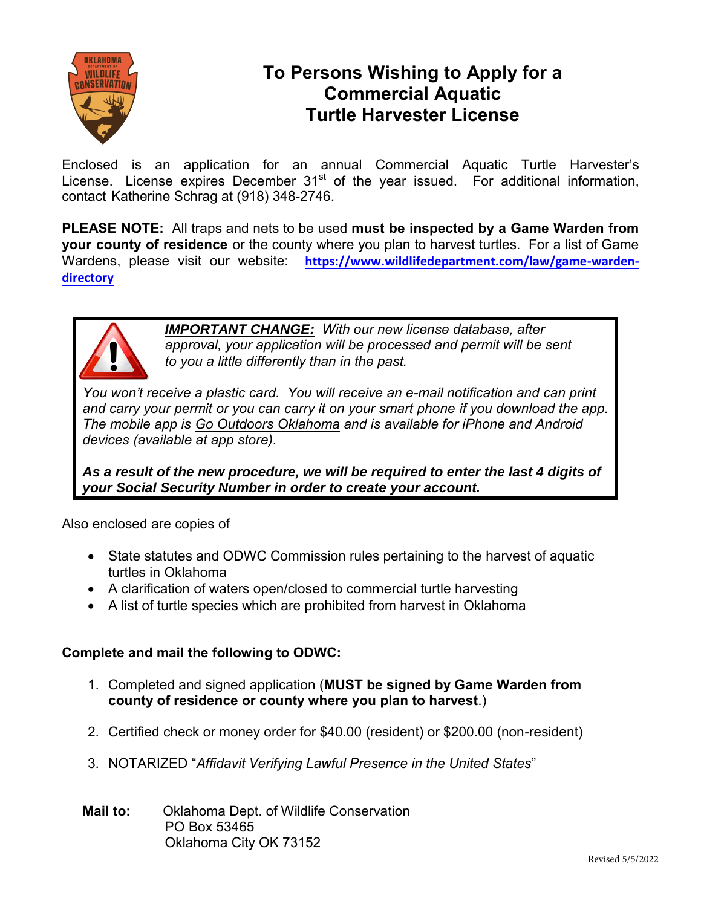# To Persons Wishing to Apply for a Commercial Aquatic Turtle Harvester License

Enclosed is an application for an annual Commercial Aquatic Turtle Harvester's License. License expires December 31st of the year issued. For additional information, contact Katherine Schrag at (918) 348-2746.

**PLEASE NOTE:** All traps and nets to be used **must be inspected by a Game Warden from your county of residence** or the county where you plan to harvest turtles. For a list of Game Wardens, please visit our website: **https://www.wildlifedepartment.com/law/game-warden-directory**

> ***IMPORTANT CHANGE:*** *With our new license database, after approval, your application will be processed and permit will be sent to you a little differently than in the past.*
>
> *You won't receive a plastic card. You will receive an e-mail notification and can print and carry your permit or you can carry it on your smart phone if you download the app. The mobile app is Go Outdoors Oklahoma and is available for iPhone and Android devices (available at app store).*
>
> ***As a result of the new procedure, we will be required to enter the last 4 digits of your Social Security Number in order to create your account.***

Also enclosed are copies of

- State statutes and ODWC Commission rules pertaining to the harvest of aquatic turtles in Oklahoma
- A clarification of waters open/closed to commercial turtle harvesting
- A list of turtle species which are prohibited from harvest in Oklahoma

**Complete and mail the following to ODWC:**

1. Completed and signed application (**MUST be signed by Game Warden from county of residence or county where you plan to harvest**.)
2. Certified check or money order for $40.00 (resident) or $200.00 (non-resident)
3. NOTARIZED "*Affidavit Verifying Lawful Presence in the United States*"

**Mail to:** Oklahoma Dept. of Wildlife Conservation
PO Box 53465
Oklahoma City OK 73152

Revised 5/5/2022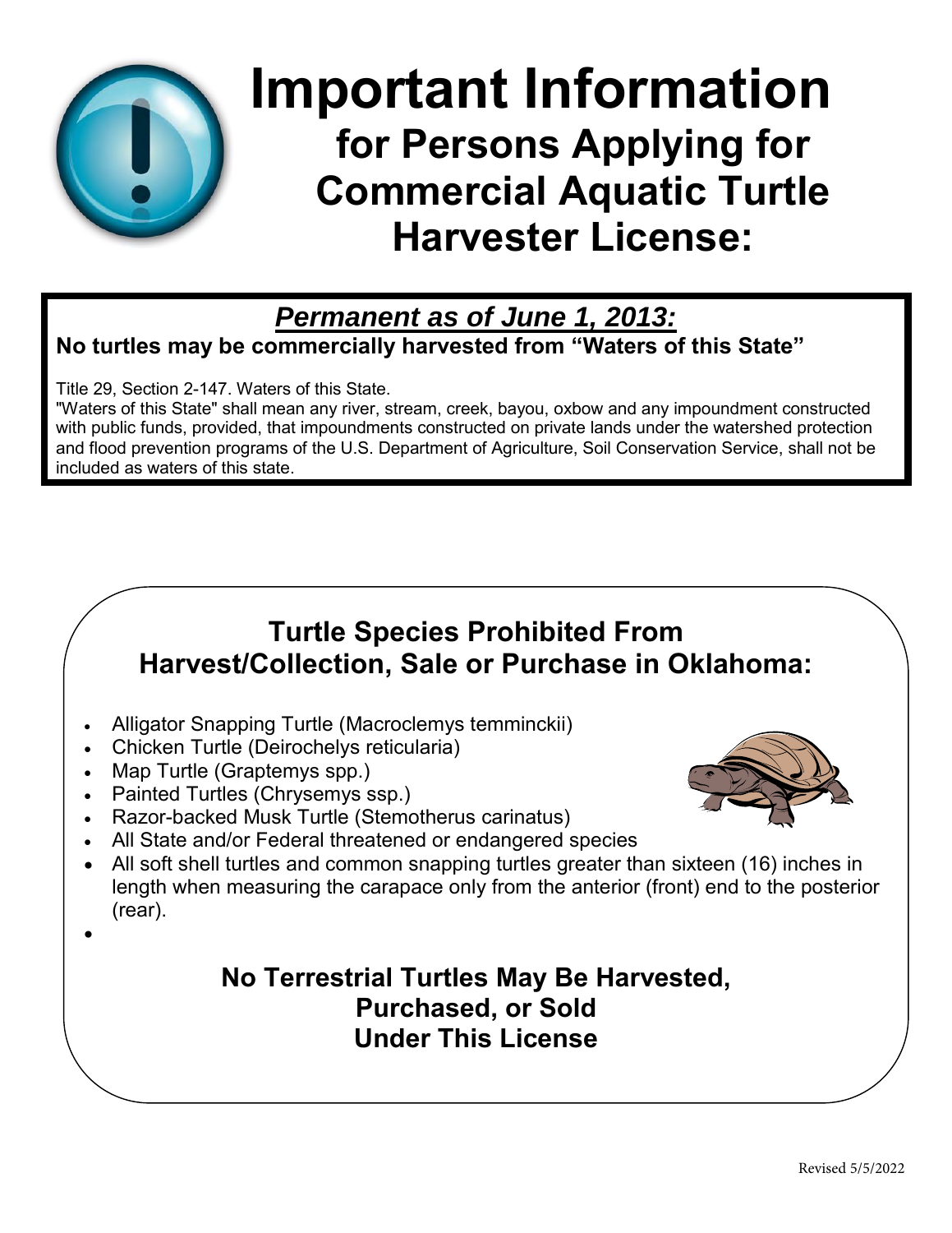# Important Information

## for Persons Applying for Commercial Aquatic Turtle Harvester License:

### ***Permanent as of June 1, 2013:***

**No turtles may be commercially harvested from "Waters of this State"**

Title 29, Section 2-147. Waters of this State.
"Waters of this State" shall mean any river, stream, creek, bayou, oxbow and any impoundment constructed with public funds, provided, that impoundments constructed on private lands under the watershed protection and flood prevention programs of the U.S. Department of Agriculture, Soil Conservation Service, shall not be included as waters of this state.

## Turtle Species Prohibited From Harvest/Collection, Sale or Purchase in Oklahoma:

- Alligator Snapping Turtle (Macroclemys temminckii)
- Chicken Turtle (Deirochelys reticularia)
- Map Turtle (Graptemys spp.)
- Painted Turtles (Chrysemys ssp.)
- Razor-backed Musk Turtle (Stemotherus carinatus)
- All State and/or Federal threatened or endangered species
- All soft shell turtles and common snapping turtles greater than sixteen (16) inches in length when measuring the carapace only from the anterior (front) end to the posterior (rear).

**No Terrestrial Turtles May Be Harvested, Purchased, or Sold Under This License**

Revised 5/5/2022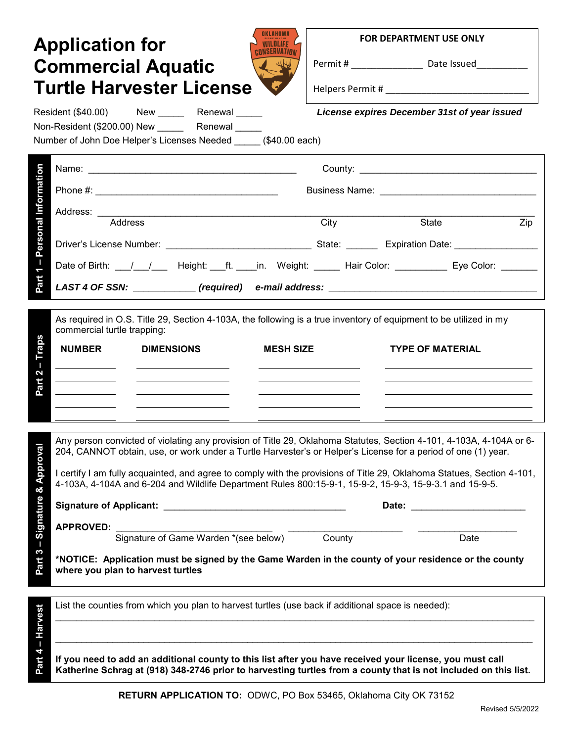# Application for Commercial Aquatic Turtle Harvester License

**FOR DEPARTMENT USE ONLY**

Permit # _____________ Date Issued__________

Helpers Permit # ____________________________

Resident ($40.00) New _____ Renewal _____

Non-Resident ($200.00) New _____ Renewal _____

Number of John Doe Helper's Licenses Needed _____ ($40.00 each)

***License expires December 31st of year issued***

## Part 1 – Personal Information

Name: ________________________________________ County: __________________________________

Phone #: ___________________________________ Business Name: ______________________________

Address: ___________________________________________________________________________

Address City State Zip

Driver's License Number: ___________________________ State: ______ Expiration Date: ________________

Date of Birth: ___/___/___ Height: ___ft. ____in. Weight: _____ Hair Color: __________ Eye Color: _______

***LAST 4 OF SSN:*** ___________ ***(required)*** ***e-mail address:*** ________________________________________

## Part 2 – Traps

As required in O.S. Title 29, Section 4-103A, the following is a true inventory of equipment to be utilized in my commercial turtle trapping:

| NUMBER | DIMENSIONS | MESH SIZE | TYPE OF MATERIAL |
|---|---|---|---|
| | | | |
| | | | |
| | | | |
| | | | |
| | | | |

## Part 3 – Signature & Approval

Any person convicted of violating any provision of Title 29, Oklahoma Statutes, Section 4-101, 4-103A, 4-104A or 6-204, CANNOT obtain, use, or work under a Turtle Harvester's or Helper's License for a period of one (1) year.

I certify I am fully acquainted, and agree to comply with the provisions of Title 29, Oklahoma Statues, Section 4-101, 4-103A, 4-104A and 6-204 and Wildlife Department Rules 800:15-9-1, 15-9-2, 15-9-3, 15-9-3.1 and 15-9-5.

**Signature of Applicant:** ___________________________________ **Date:** ______________________

**APPROVED:** ______________________________ ______________________ ____________________

Signature of Game Warden *(see below) County Date

***NOTICE: Application must be signed by the Game Warden in the county of your residence or the county where you plan to harvest turtles**

## Part 4 – Harvest

List the counties from which you plan to harvest turtles (use back if additional space is needed):

______________________________________________________________________________________

______________________________________________________________________________________

**If you need to add an additional county to this list after you have received your license, you must call Katherine Schrag at (918) 348-2746 prior to harvesting turtles from a county that is not included on this list.**

**RETURN APPLICATION TO:** ODWC, PO Box 53465, Oklahoma City OK 73152

Revised 5/5/2022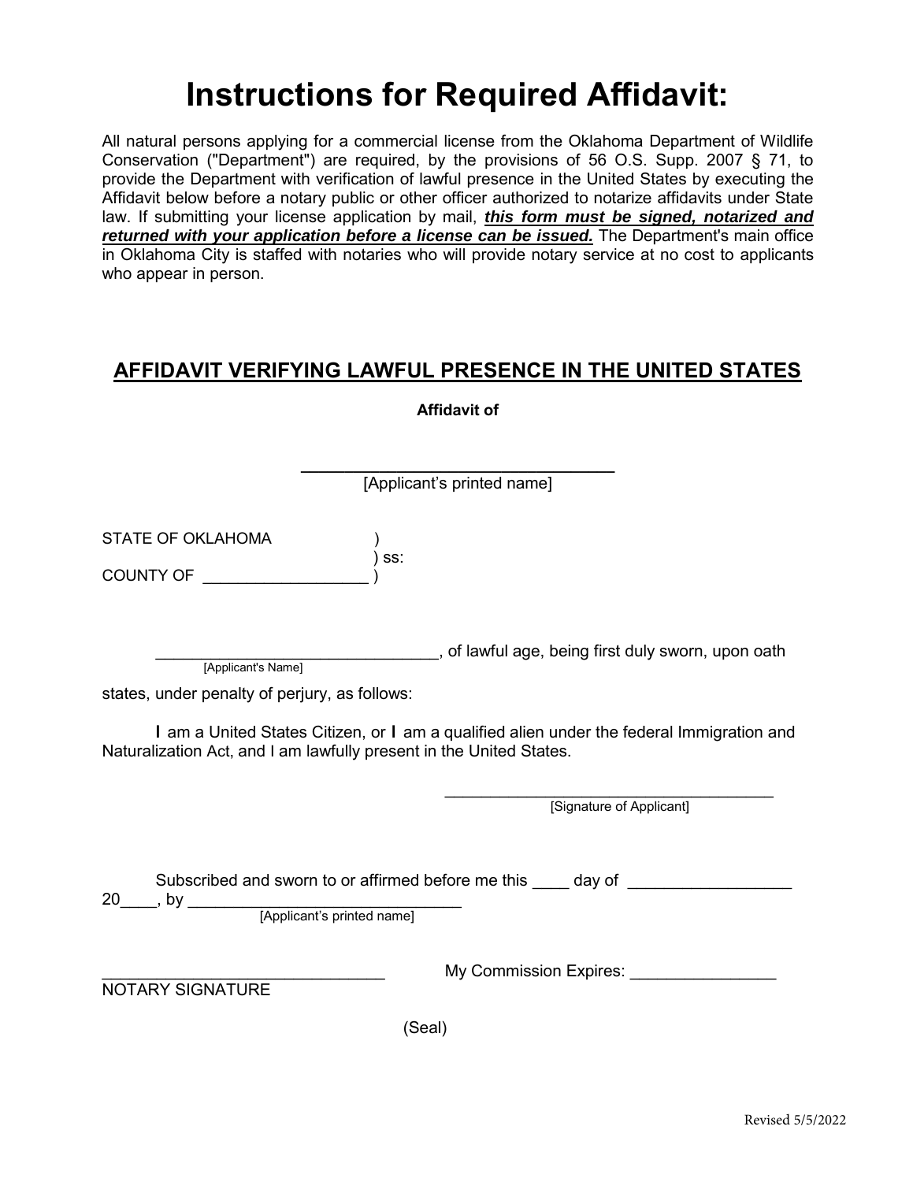# Instructions for Required Affidavit:

All natural persons applying for a commercial license from the Oklahoma Department of Wildlife Conservation ("Department") are required, by the provisions of 56 O.S. Supp. 2007 § 71, to provide the Department with verification of lawful presence in the United States by executing the Affidavit below before a notary public or other officer authorized to notarize affidavits under State law. If submitting your license application by mail, ***this form must be signed, notarized and returned with your application before a license can be issued.*** The Department's main office in Oklahoma City is staffed with notaries who will provide notary service at no cost to applicants who appear in person.

## AFFIDAVIT VERIFYING LAWFUL PRESENCE IN THE UNITED STATES

**Affidavit of**

_________________________________
[Applicant's printed name]

STATE OF OKLAHOMA )
) ss:
COUNTY OF __________________ )

______________________________, of lawful age, being first duly sworn, upon oath
[Applicant's Name]

states, under penalty of perjury, as follows:

I am a United States Citizen, or I am a qualified alien under the federal Immigration and Naturalization Act, and I am lawfully present in the United States.

___________________________________
[Signature of Applicant]

Subscribed and sworn to or affirmed before me this ____ day of _________________ 20____, by ______________________________
[Applicant's printed name]

______________________________
NOTARY SIGNATURE

My Commission Expires: ________________

(Seal)

Revised 5/5/2022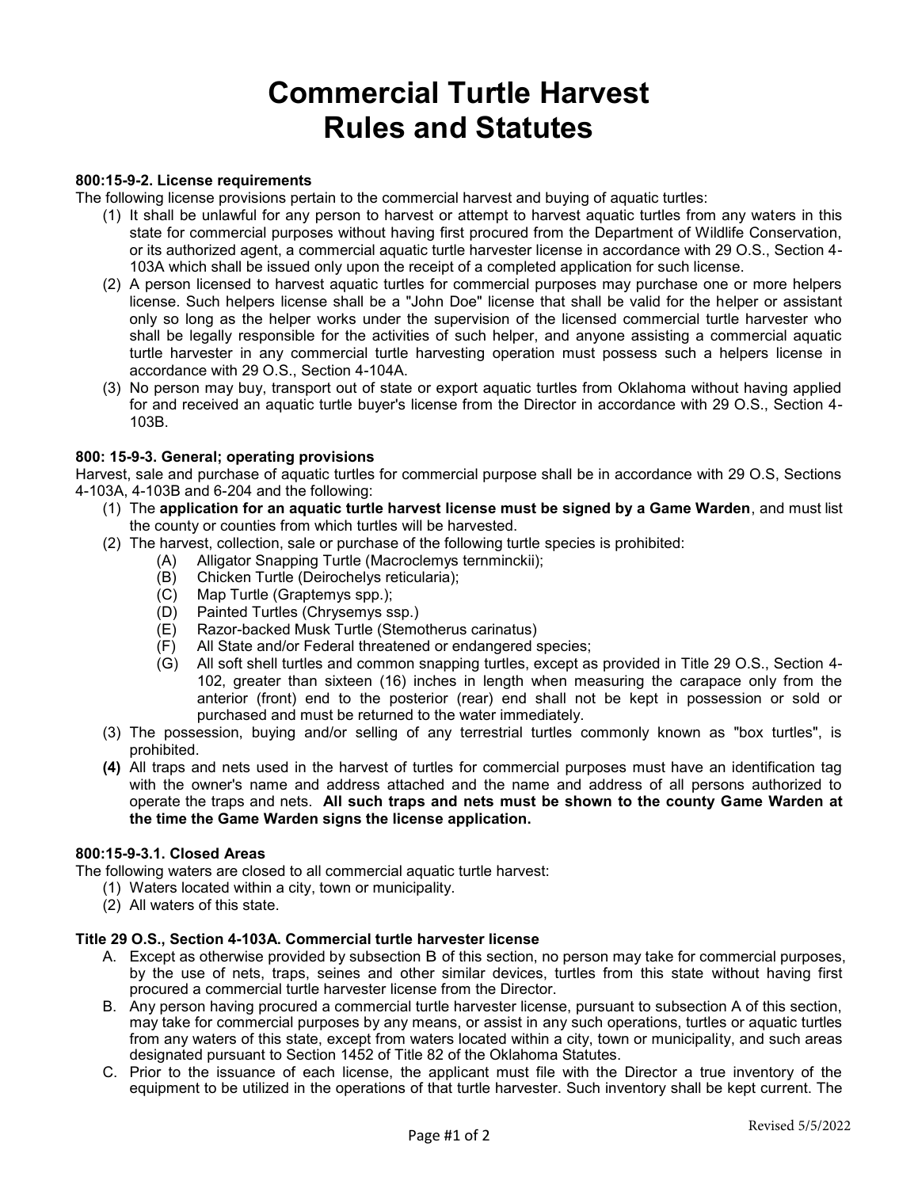# Commercial Turtle Harvest Rules and Statutes

**800:15-9-2. License requirements**

The following license provisions pertain to the commercial harvest and buying of aquatic turtles:

(1) It shall be unlawful for any person to harvest or attempt to harvest aquatic turtles from any waters in this state for commercial purposes without having first procured from the Department of Wildlife Conservation, or its authorized agent, a commercial aquatic turtle harvester license in accordance with 29 O.S., Section 4-103A which shall be issued only upon the receipt of a completed application for such license.

(2) A person licensed to harvest aquatic turtles for commercial purposes may purchase one or more helpers license. Such helpers license shall be a "John Doe" license that shall be valid for the helper or assistant only so long as the helper works under the supervision of the licensed commercial turtle harvester who shall be legally responsible for the activities of such helper, and anyone assisting a commercial aquatic turtle harvester in any commercial turtle harvesting operation must possess such a helpers license in accordance with 29 O.S., Section 4-104A.

(3) No person may buy, transport out of state or export aquatic turtles from Oklahoma without having applied for and received an aquatic turtle buyer's license from the Director in accordance with 29 O.S., Section 4-103B.

**800: 15-9-3. General; operating provisions**

Harvest, sale and purchase of aquatic turtles for commercial purpose shall be in accordance with 29 O.S, Sections 4-103A, 4-103B and 6-204 and the following:

(1) The **application for an aquatic turtle harvest license must be signed by a Game Warden**, and must list the county or counties from which turtles will be harvested.

(2) The harvest, collection, sale or purchase of the following turtle species is prohibited:
   (A) Alligator Snapping Turtle (Macroclemys ternminckii);
   (B) Chicken Turtle (Deirochelys reticularia);
   (C) Map Turtle (Graptemys spp.);
   (D) Painted Turtles (Chrysemys ssp.)
   (E) Razor-backed Musk Turtle (Stemotherus carinatus)
   (F) All State and/or Federal threatened or endangered species;
   (G) All soft shell turtles and common snapping turtles, except as provided in Title 29 O.S., Section 4-102, greater than sixteen (16) inches in length when measuring the carapace only from the anterior (front) end to the posterior (rear) end shall not be kept in possession or sold or purchased and must be returned to the water immediately.

(3) The possession, buying and/or selling of any terrestrial turtles commonly known as "box turtles", is prohibited.

**(4)** All traps and nets used in the harvest of turtles for commercial purposes must have an identification tag with the owner's name and address attached and the name and address of all persons authorized to operate the traps and nets. **All such traps and nets must be shown to the county Game Warden at the time the Game Warden signs the license application.**

**800:15-9-3.1. Closed Areas**

The following waters are closed to all commercial aquatic turtle harvest:

(1) Waters located within a city, town or municipality.
(2) All waters of this state.

**Title 29 O.S., Section 4-103A. Commercial turtle harvester license**

A. Except as otherwise provided by subsection B of this section, no person may take for commercial purposes, by the use of nets, traps, seines and other similar devices, turtles from this state without having first procured a commercial turtle harvester license from the Director.

B. Any person having procured a commercial turtle harvester license, pursuant to subsection A of this section, may take for commercial purposes by any means, or assist in any such operations, turtles or aquatic turtles from any waters of this state, except from waters located within a city, town or municipality, and such areas designated pursuant to Section 1452 of Title 82 of the Oklahoma Statutes.

C. Prior to the issuance of each license, the applicant must file with the Director a true inventory of the equipment to be utilized in the operations of that turtle harvester. Such inventory shall be kept current. The

Revised 5/5/2022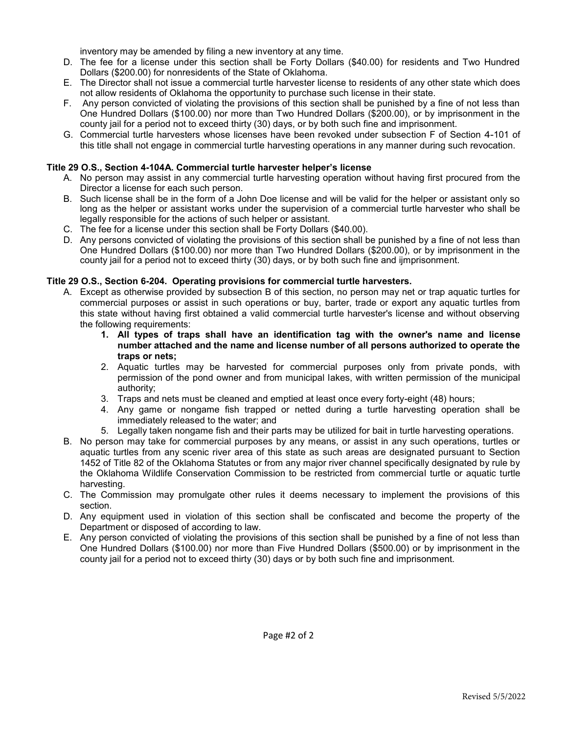inventory may be amended by filing a new inventory at any time.

D. The fee for a license under this section shall be Forty Dollars ($40.00) for residents and Two Hundred Dollars ($200.00) for nonresidents of the State of Oklahoma.
E. The Director shall not issue a commercial turtle harvester license to residents of any other state which does not allow residents of Oklahoma the opportunity to purchase such license in their state.
F. Any person convicted of violating the provisions of this section shall be punished by a fine of not less than One Hundred Dollars ($100.00) nor more than Two Hundred Dollars ($200.00), or by imprisonment in the county jail for a period not to exceed thirty (30) days, or by both such fine and imprisonment.
G. Commercial turtle harvesters whose licenses have been revoked under subsection F of Section 4-101 of this title shall not engage in commercial turtle harvesting operations in any manner during such revocation.

**Title 29 O.S., Section 4-104A. Commercial turtle harvester helper's license**

A. No person may assist in any commercial turtle harvesting operation without having first procured from the Director a license for each such person.
B. Such license shall be in the form of a John Doe license and will be valid for the helper or assistant only so long as the helper or assistant works under the supervision of a commercial turtle harvester who shall be legally responsible for the actions of such helper or assistant.
C. The fee for a license under this section shall be Forty Dollars ($40.00).
D. Any persons convicted of violating the provisions of this section shall be punished by a fine of not less than One Hundred Dollars ($100.00) nor more than Two Hundred Dollars ($200.00), or by imprisonment in the county jail for a period not to exceed thirty (30) days, or by both such fine and ijmprisonment.

**Title 29 O.S., Section 6-204. Operating provisions for commercial turtle harvesters.**

A. Except as otherwise provided by subsection B of this section, no person may net or trap aquatic turtles for commercial purposes or assist in such operations or buy, barter, trade or export any aquatic turtles from this state without having first obtained a valid commercial turtle harvester's license and without observing the following requirements:
   1. **All types of traps shall have an identification tag with the owner's name and license number attached and the name and license number of all persons authorized to operate the traps or nets;**
   2. Aquatic turtles may be harvested for commercial purposes only from private ponds, with permission of the pond owner and from municipal lakes, with written permission of the municipal authority;
   3. Traps and nets must be cleaned and emptied at least once every forty-eight (48) hours;
   4. Any game or nongame fish trapped or netted during a turtle harvesting operation shall be immediately released to the water; and
   5. Legally taken nongame fish and their parts may be utilized for bait in turtle harvesting operations.
B. No person may take for commercial purposes by any means, or assist in any such operations, turtles or aquatic turtles from any scenic river area of this state as such areas are designated pursuant to Section 1452 of Title 82 of the Oklahoma Statutes or from any major river channel specifically designated by rule by the Oklahoma Wildlife Conservation Commission to be restricted from commercial turtle or aquatic turtle harvesting.
C. The Commission may promulgate other rules it deems necessary to implement the provisions of this section.
D. Any equipment used in violation of this section shall be confiscated and become the property of the Department or disposed of according to law.
E. Any person convicted of violating the provisions of this section shall be punished by a fine of not less than One Hundred Dollars ($100.00) nor more than Five Hundred Dollars ($500.00) or by imprisonment in the county jail for a period not to exceed thirty (30) days or by both such fine and imprisonment.

Revised 5/5/2022